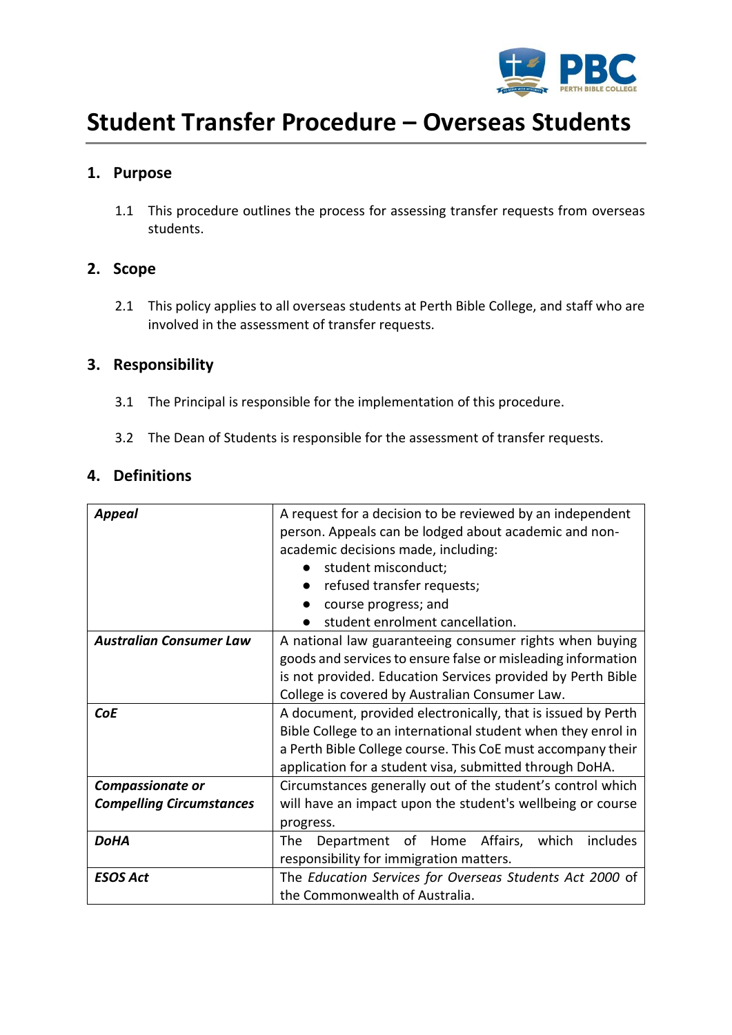# Student Transfer Procedure – Overseas Students

## 1. Purpose

1.1 This procedure outlines the process for assessing transfer requests from overseas students.

## 2. Scope

2.1 This policy applies to all overseas students at Perth Bible College, and staff who are involved in the assessment of transfer requests.

## 3. Responsibility

3.1 The Principal is responsible for the implementation of this procedure.

3.2 The Dean of Students is responsible for the assessment of transfer requests.

## 4. Definitions

| | |
|---|---|
| ***Appeal*** | A request for a decision to be reviewed by an independent person. Appeals can be lodged about academic and non-academic decisions made, including:<br>● student misconduct;<br>● refused transfer requests;<br>● course progress; and<br>● student enrolment cancellation. |
| ***Australian Consumer Law*** | A national law guaranteeing consumer rights when buying goods and services to ensure false or misleading information is not provided. Education Services provided by Perth Bible College is covered by Australian Consumer Law. |
| ***CoE*** | A document, provided electronically, that is issued by Perth Bible College to an international student when they enrol in a Perth Bible College course. This CoE must accompany their application for a student visa, submitted through DoHA. |
| ***Compassionate or Compelling Circumstances*** | Circumstances generally out of the student's control which will have an impact upon the student's wellbeing or course progress. |
| ***DoHA*** | The Department of Home Affairs, which includes responsibility for immigration matters. |
| ***ESOS Act*** | The *Education Services for Overseas Students Act 2000* of the Commonwealth of Australia. |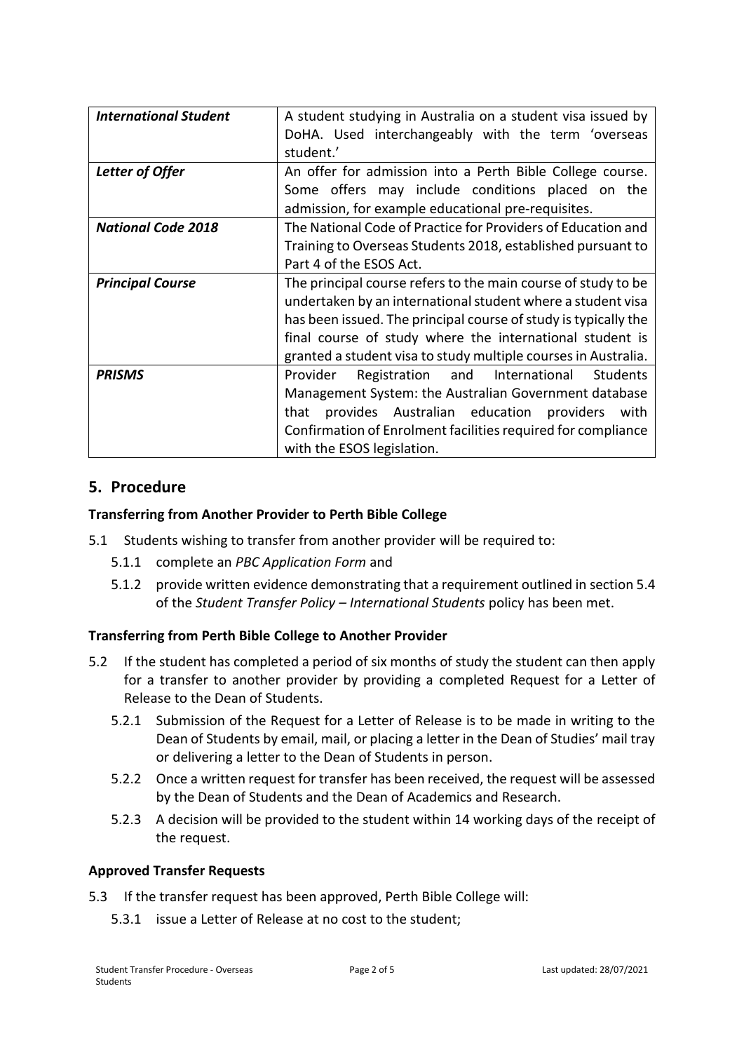| | |
|---|---|
| ***International Student*** | A student studying in Australia on a student visa issued by DoHA. Used interchangeably with the term 'overseas student.' |
| ***Letter of Offer*** | An offer for admission into a Perth Bible College course. Some offers may include conditions placed on the admission, for example educational pre-requisites. |
| ***National Code 2018*** | The National Code of Practice for Providers of Education and Training to Overseas Students 2018, established pursuant to Part 4 of the ESOS Act. |
| ***Principal Course*** | The principal course refers to the main course of study to be undertaken by an international student where a student visa has been issued. The principal course of study is typically the final course of study where the international student is granted a student visa to study multiple courses in Australia. |
| ***PRISMS*** | Provider Registration and International Students Management System: the Australian Government database that provides Australian education providers with Confirmation of Enrolment facilities required for compliance with the ESOS legislation. |

## 5. Procedure

### Transferring from Another Provider to Perth Bible College

5.1 Students wishing to transfer from another provider will be required to:

- 5.1.1 complete an *PBC Application Form* and
- 5.1.2 provide written evidence demonstrating that a requirement outlined in section 5.4 of the *Student Transfer Policy – International Students* policy has been met.

### Transferring from Perth Bible College to Another Provider

5.2 If the student has completed a period of six months of study the student can then apply for a transfer to another provider by providing a completed Request for a Letter of Release to the Dean of Students.

- 5.2.1 Submission of the Request for a Letter of Release is to be made in writing to the Dean of Students by email, mail, or placing a letter in the Dean of Studies' mail tray or delivering a letter to the Dean of Students in person.
- 5.2.2 Once a written request for transfer has been received, the request will be assessed by the Dean of Students and the Dean of Academics and Research.
- 5.2.3 A decision will be provided to the student within 14 working days of the receipt of the request.

### Approved Transfer Requests

5.3 If the transfer request has been approved, Perth Bible College will:

- 5.3.1 issue a Letter of Release at no cost to the student;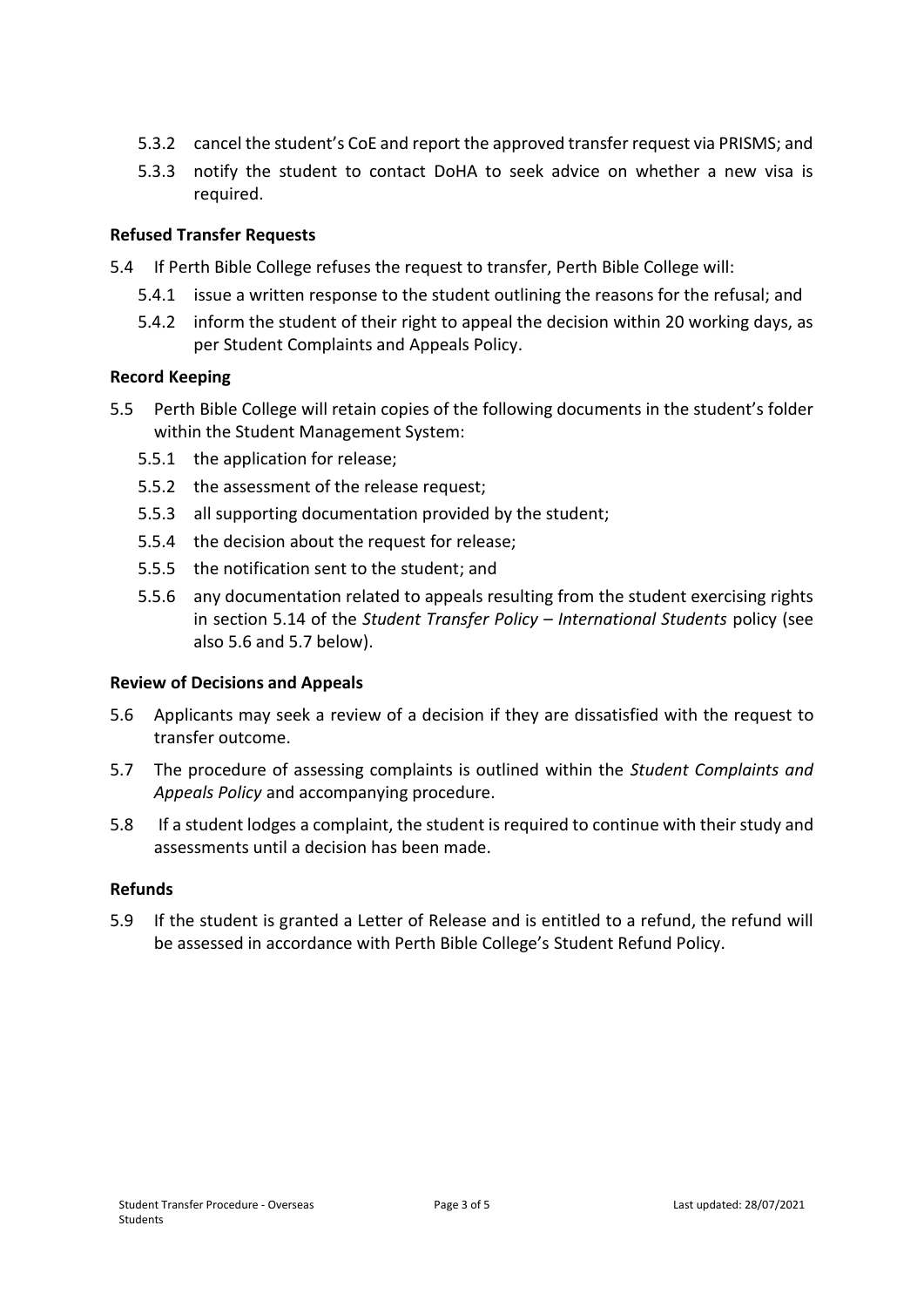5.3.2 cancel the student's CoE and report the approved transfer request via PRISMS; and

5.3.3 notify the student to contact DoHA to seek advice on whether a new visa is required.

**Refused Transfer Requests**

5.4 If Perth Bible College refuses the request to transfer, Perth Bible College will:

5.4.1 issue a written response to the student outlining the reasons for the refusal; and

5.4.2 inform the student of their right to appeal the decision within 20 working days, as per Student Complaints and Appeals Policy.

**Record Keeping**

5.5 Perth Bible College will retain copies of the following documents in the student's folder within the Student Management System:

5.5.1 the application for release;

5.5.2 the assessment of the release request;

5.5.3 all supporting documentation provided by the student;

5.5.4 the decision about the request for release;

5.5.5 the notification sent to the student; and

5.5.6 any documentation related to appeals resulting from the student exercising rights in section 5.14 of the *Student Transfer Policy – International Students* policy (see also 5.6 and 5.7 below).

**Review of Decisions and Appeals**

5.6 Applicants may seek a review of a decision if they are dissatisfied with the request to transfer outcome.

5.7 The procedure of assessing complaints is outlined within the *Student Complaints and Appeals Policy* and accompanying procedure.

5.8 If a student lodges a complaint, the student is required to continue with their study and assessments until a decision has been made.

**Refunds**

5.9 If the student is granted a Letter of Release and is entitled to a refund, the refund will be assessed in accordance with Perth Bible College's Student Refund Policy.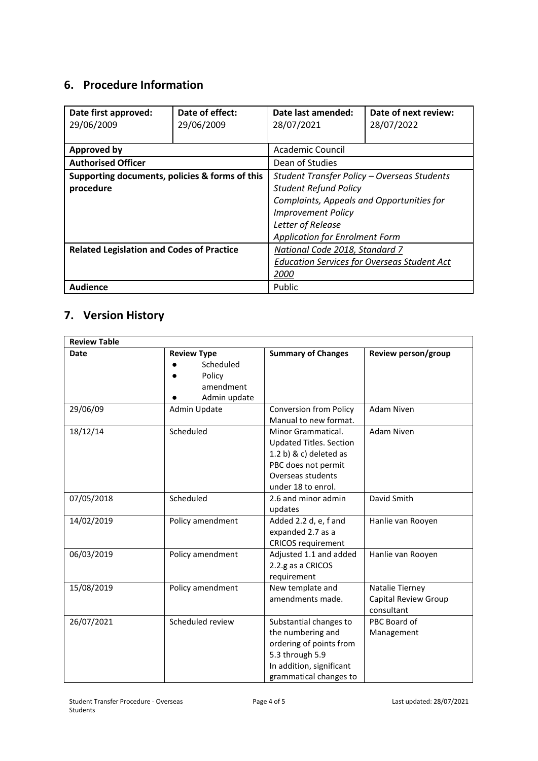## 6. Procedure Information

| **Date first approved:**<br>29/06/2009 | **Date of effect:**<br>29/06/2009 | **Date last amended:**<br>28/07/2021 | **Date of next review:**<br>28/07/2022 |
|---|---|---|---|
| **Approved by** | | Academic Council | |
| **Authorised Officer** | | Dean of Studies | |
| **Supporting documents, policies & forms of this procedure** | | *Student Transfer Policy – Overseas Students*<br>*Student Refund Policy*<br>*Complaints, Appeals and Opportunities for Improvement Policy*<br>*Letter of Release*<br>*Application for Enrolment Form* | |
| **Related Legislation and Codes of Practice** | | *National Code 2018, Standard 7*<br>*Education Services for Overseas Student Act 2000* | |
| **Audience** | | Public | |

## 7. Version History

| **Review Table** | | | |
|---|---|---|---|
| **Date** | **Review Type**<br>● Scheduled<br>● Policy amendment<br>● Admin update | **Summary of Changes** | **Review person/group** |
| 29/06/09 | Admin Update | Conversion from Policy Manual to new format. | Adam Niven |
| 18/12/14 | Scheduled | Minor Grammatical. Updated Titles. Section 1.2 b) & c) deleted as PBC does not permit Overseas students under 18 to enrol. | Adam Niven |
| 07/05/2018 | Scheduled | 2.6 and minor admin updates | David Smith |
| 14/02/2019 | Policy amendment | Added 2.2 d, e, f and expanded 2.7 as a CRICOS requirement | Hanlie van Rooyen |
| 06/03/2019 | Policy amendment | Adjusted 1.1 and added 2.2.g as a CRICOS requirement | Hanlie van Rooyen |
| 15/08/2019 | Policy amendment | New template and amendments made. | Natalie Tierney<br>Capital Review Group consultant |
| 26/07/2021 | Scheduled review | Substantial changes to the numbering and ordering of points from 5.3 through 5.9<br>In addition, significant grammatical changes to | PBC Board of Management |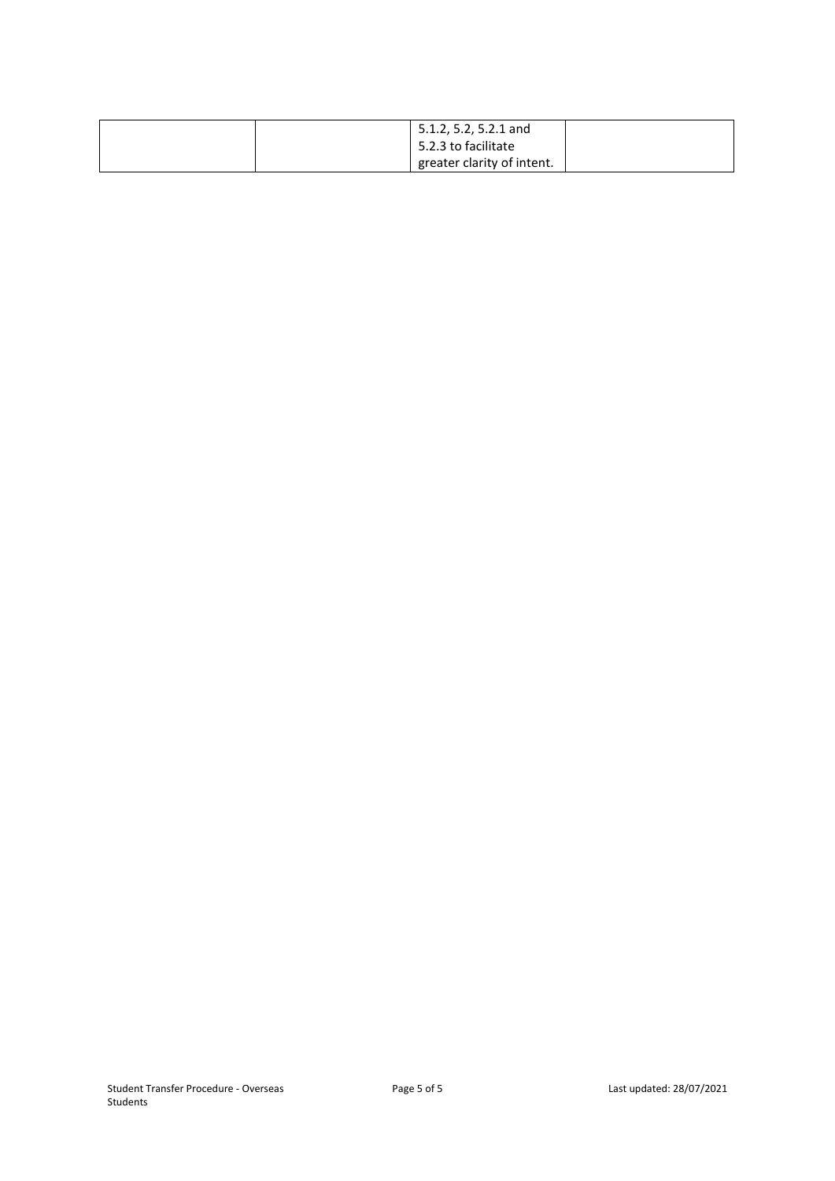| | | | |
|---|---|---|---|
| | | 5.1.2, 5.2, 5.2.1 and 5.2.3 to facilitate greater clarity of intent. | |